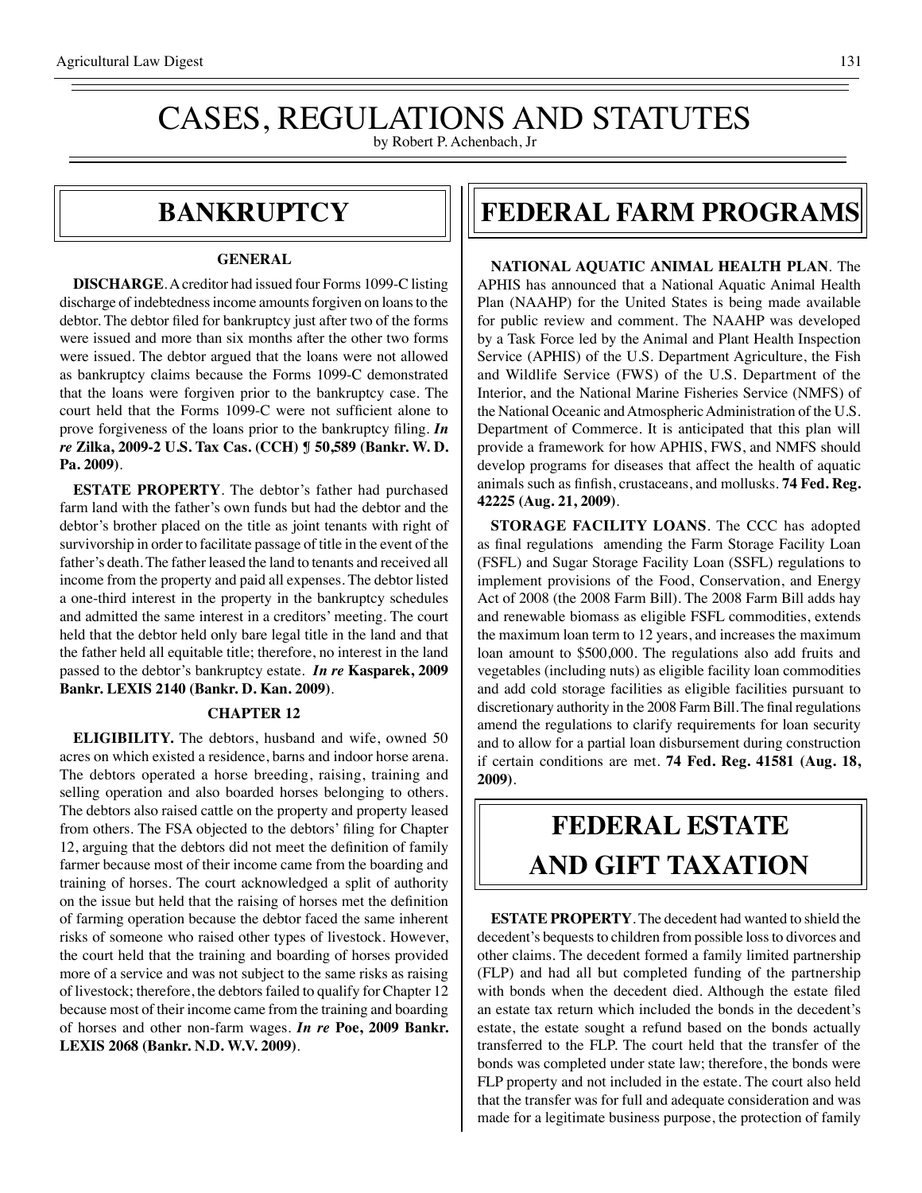# CASES, REGULATIONS AND STATUTES

by Robert P. Achenbach, Jr

## BANKRUPTCY

### GENERAL

**DISCHARGE**. A creditor had issued four Forms 1099-C listing discharge of indebtedness income amounts forgiven on loans to the debtor. The debtor filed for bankruptcy just after two of the forms were issued and more than six months after the other two forms were issued. The debtor argued that the loans were not allowed as bankruptcy claims because the Forms 1099-C demonstrated that the loans were forgiven prior to the bankruptcy case. The court held that the Forms 1099-C were not sufficient alone to prove forgiveness of the loans prior to the bankruptcy filing. ***In re* Zilka, 2009-2 U.S. Tax Cas. (CCH) ¶ 50,589 (Bankr. W. D. Pa. 2009)**.

**ESTATE PROPERTY**. The debtor's father had purchased farm land with the father's own funds but had the debtor and the debtor's brother placed on the title as joint tenants with right of survivorship in order to facilitate passage of title in the event of the father's death. The father leased the land to tenants and received all income from the property and paid all expenses. The debtor listed a one-third interest in the property in the bankruptcy schedules and admitted the same interest in a creditors' meeting. The court held that the debtor held only bare legal title in the land and that the father held all equitable title; therefore, no interest in the land passed to the debtor's bankruptcy estate. ***In re* Kasparek, 2009 Bankr. LEXIS 2140 (Bankr. D. Kan. 2009)**.

### CHAPTER 12

**ELIGIBILITY.** The debtors, husband and wife, owned 50 acres on which existed a residence, barns and indoor horse arena. The debtors operated a horse breeding, raising, training and selling operation and also boarded horses belonging to others. The debtors also raised cattle on the property and property leased from others. The FSA objected to the debtors' filing for Chapter 12, arguing that the debtors did not meet the definition of family farmer because most of their income came from the boarding and training of horses. The court acknowledged a split of authority on the issue but held that the raising of horses met the definition of farming operation because the debtor faced the same inherent risks of someone who raised other types of livestock. However, the court held that the training and boarding of horses provided more of a service and was not subject to the same risks as raising of livestock; therefore, the debtors failed to qualify for Chapter 12 because most of their income came from the training and boarding of horses and other non-farm wages. ***In re* Poe, 2009 Bankr. LEXIS 2068 (Bankr. N.D. W.V. 2009)**.

## FEDERAL FARM PROGRAMS

**NATIONAL AQUATIC ANIMAL HEALTH PLAN**. The APHIS has announced that a National Aquatic Animal Health Plan (NAAHP) for the United States is being made available for public review and comment. The NAAHP was developed by a Task Force led by the Animal and Plant Health Inspection Service (APHIS) of the U.S. Department Agriculture, the Fish and Wildlife Service (FWS) of the U.S. Department of the Interior, and the National Marine Fisheries Service (NMFS) of the National Oceanic and Atmospheric Administration of the U.S. Department of Commerce. It is anticipated that this plan will provide a framework for how APHIS, FWS, and NMFS should develop programs for diseases that affect the health of aquatic animals such as finfish, crustaceans, and mollusks. **74 Fed. Reg. 42225 (Aug. 21, 2009)**.

**STORAGE FACILITY LOANS**. The CCC has adopted as final regulations amending the Farm Storage Facility Loan (FSFL) and Sugar Storage Facility Loan (SSFL) regulations to implement provisions of the Food, Conservation, and Energy Act of 2008 (the 2008 Farm Bill). The 2008 Farm Bill adds hay and renewable biomass as eligible FSFL commodities, extends the maximum loan term to 12 years, and increases the maximum loan amount to $500,000. The regulations also add fruits and vegetables (including nuts) as eligible facility loan commodities and add cold storage facilities as eligible facilities pursuant to discretionary authority in the 2008 Farm Bill. The final regulations amend the regulations to clarify requirements for loan security and to allow for a partial loan disbursement during construction if certain conditions are met. **74 Fed. Reg. 41581 (Aug. 18, 2009)**.

## FEDERAL ESTATE AND GIFT TAXATION

**ESTATE PROPERTY**. The decedent had wanted to shield the decedent's bequests to children from possible loss to divorces and other claims. The decedent formed a family limited partnership (FLP) and had all but completed funding of the partnership with bonds when the decedent died. Although the estate filed an estate tax return which included the bonds in the decedent's estate, the estate sought a refund based on the bonds actually transferred to the FLP. The court held that the transfer of the bonds was completed under state law; therefore, the bonds were FLP property and not included in the estate. The court also held that the transfer was for full and adequate consideration and was made for a legitimate business purpose, the protection of family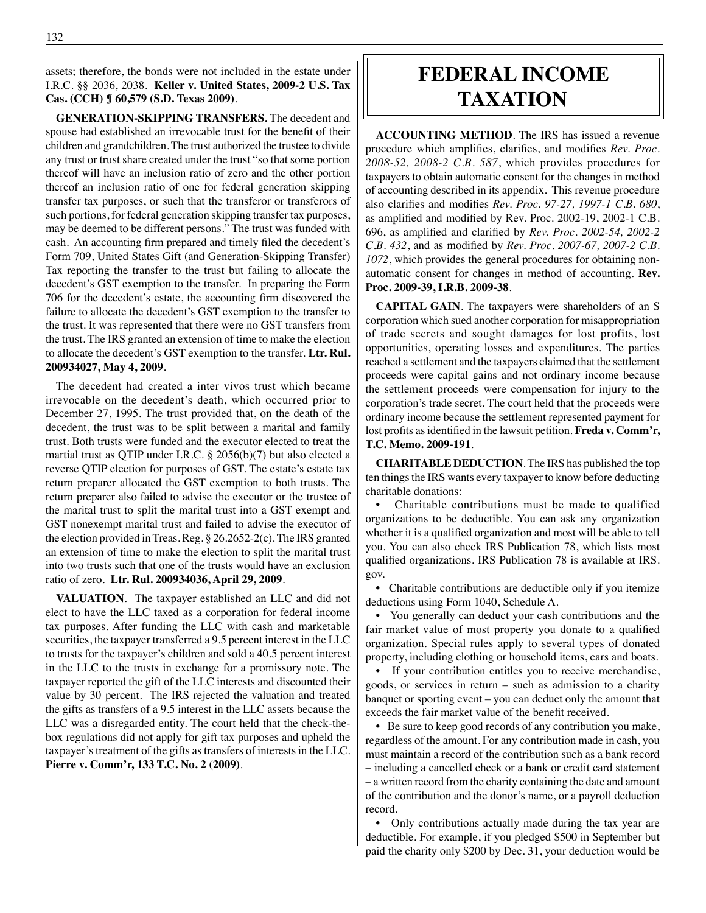assets; therefore, the bonds were not included in the estate under I.R.C. §§ 2036, 2038. **Keller v. United States, 2009-2 U.S. Tax Cas. (CCH) ¶ 60,579 (S.D. Texas 2009)**.

**GENERATION-SKIPPING TRANSFERS.** The decedent and spouse had established an irrevocable trust for the benefit of their children and grandchildren. The trust authorized the trustee to divide any trust or trust share created under the trust "so that some portion thereof will have an inclusion ratio of zero and the other portion thereof an inclusion ratio of one for federal generation skipping transfer tax purposes, or such that the transferor or transferors of such portions, for federal generation skipping transfer tax purposes, may be deemed to be different persons." The trust was funded with cash. An accounting firm prepared and timely filed the decedent's Form 709, United States Gift (and Generation-Skipping Transfer) Tax reporting the transfer to the trust but failing to allocate the decedent's GST exemption to the transfer. In preparing the Form 706 for the decedent's estate, the accounting firm discovered the failure to allocate the decedent's GST exemption to the transfer to the trust. It was represented that there were no GST transfers from the trust. The IRS granted an extension of time to make the election to allocate the decedent's GST exemption to the transfer. **Ltr. Rul. 200934027, May 4, 2009**.

The decedent had created a inter vivos trust which became irrevocable on the decedent's death, which occurred prior to December 27, 1995. The trust provided that, on the death of the decedent, the trust was to be split between a marital and family trust. Both trusts were funded and the executor elected to treat the martial trust as QTIP under I.R.C. § 2056(b)(7) but also elected a reverse QTIP election for purposes of GST. The estate's estate tax return preparer allocated the GST exemption to both trusts. The return preparer also failed to advise the executor or the trustee of the marital trust to split the marital trust into a GST exempt and GST nonexempt marital trust and failed to advise the executor of the election provided in Treas. Reg. § 26.2652-2(c). The IRS granted an extension of time to make the election to split the marital trust into two trusts such that one of the trusts would have an exclusion ratio of zero. **Ltr. Rul. 200934036, April 29, 2009**.

**VALUATION**. The taxpayer established an LLC and did not elect to have the LLC taxed as a corporation for federal income tax purposes. After funding the LLC with cash and marketable securities, the taxpayer transferred a 9.5 percent interest in the LLC to trusts for the taxpayer's children and sold a 40.5 percent interest in the LLC to the trusts in exchange for a promissory note. The taxpayer reported the gift of the LLC interests and discounted their value by 30 percent. The IRS rejected the valuation and treated the gifts as transfers of a 9.5 interest in the LLC assets because the LLC was a disregarded entity. The court held that the check-the-box regulations did not apply for gift tax purposes and upheld the taxpayer's treatment of the gifts as transfers of interests in the LLC. **Pierre v. Comm'r, 133 T.C. No. 2 (2009)**.

# FEDERAL INCOME TAXATION

**ACCOUNTING METHOD**. The IRS has issued a revenue procedure which amplifies, clarifies, and modifies *Rev. Proc. 2008-52, 2008-2 C.B. 587*, which provides procedures for taxpayers to obtain automatic consent for the changes in method of accounting described in its appendix. This revenue procedure also clarifies and modifies *Rev. Proc. 97-27, 1997-1 C.B. 680*, as amplified and modified by Rev. Proc. 2002-19, 2002-1 C.B. 696, as amplified and clarified by *Rev. Proc. 2002-54, 2002-2 C.B. 432*, and as modified by *Rev. Proc. 2007-67, 2007-2 C.B. 1072*, which provides the general procedures for obtaining non-automatic consent for changes in method of accounting. **Rev. Proc. 2009-39, I.R.B. 2009-38**.

**CAPITAL GAIN**. The taxpayers were shareholders of an S corporation which sued another corporation for misappropriation of trade secrets and sought damages for lost profits, lost opportunities, operating losses and expenditures. The parties reached a settlement and the taxpayers claimed that the settlement proceeds were capital gains and not ordinary income because the settlement proceeds were compensation for injury to the corporation's trade secret. The court held that the proceeds were ordinary income because the settlement represented payment for lost profits as identified in the lawsuit petition. **Freda v. Comm'r, T.C. Memo. 2009-191**.

**CHARITABLE DEDUCTION**. The IRS has published the top ten things the IRS wants every taxpayer to know before deducting charitable donations:

- Charitable contributions must be made to qualified organizations to be deductible. You can ask any organization whether it is a qualified organization and most will be able to tell you. You can also check IRS Publication 78, which lists most qualified organizations. IRS Publication 78 is available at IRS.gov.
- Charitable contributions are deductible only if you itemize deductions using Form 1040, Schedule A.
- You generally can deduct your cash contributions and the fair market value of most property you donate to a qualified organization. Special rules apply to several types of donated property, including clothing or household items, cars and boats.
- If your contribution entitles you to receive merchandise, goods, or services in return – such as admission to a charity banquet or sporting event – you can deduct only the amount that exceeds the fair market value of the benefit received.
- Be sure to keep good records of any contribution you make, regardless of the amount. For any contribution made in cash, you must maintain a record of the contribution such as a bank record – including a cancelled check or a bank or credit card statement – a written record from the charity containing the date and amount of the contribution and the donor's name, or a payroll deduction record.
- Only contributions actually made during the tax year are deductible. For example, if you pledged $500 in September but paid the charity only $200 by Dec. 31, your deduction would be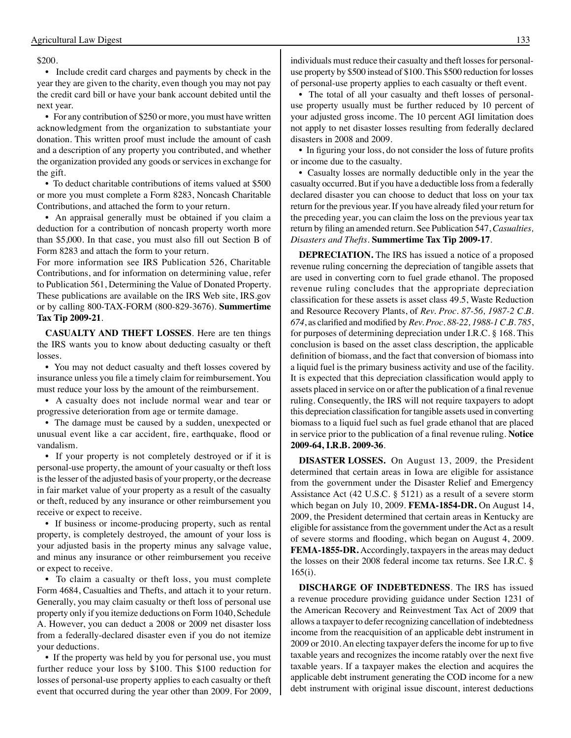$200.

• Include credit card charges and payments by check in the year they are given to the charity, even though you may not pay the credit card bill or have your bank account debited until the next year.

• For any contribution of $250 or more, you must have written acknowledgment from the organization to substantiate your donation. This written proof must include the amount of cash and a description of any property you contributed, and whether the organization provided any goods or services in exchange for the gift.

• To deduct charitable contributions of items valued at $500 or more you must complete a Form 8283, Noncash Charitable Contributions, and attached the form to your return.

• An appraisal generally must be obtained if you claim a deduction for a contribution of noncash property worth more than $5,000. In that case, you must also fill out Section B of Form 8283 and attach the form to your return.

For more information see IRS Publication 526, Charitable Contributions, and for information on determining value, refer to Publication 561, Determining the Value of Donated Property. These publications are available on the IRS Web site, IRS.gov or by calling 800-TAX-FORM (800-829-3676). **Summertime Tax Tip 2009-21**.

**CASUALTY AND THEFT LOSSES**. Here are ten things the IRS wants you to know about deducting casualty or theft losses.

• You may not deduct casualty and theft losses covered by insurance unless you file a timely claim for reimbursement. You must reduce your loss by the amount of the reimbursement.

• A casualty does not include normal wear and tear or progressive deterioration from age or termite damage.

• The damage must be caused by a sudden, unexpected or unusual event like a car accident, fire, earthquake, flood or vandalism.

• If your property is not completely destroyed or if it is personal-use property, the amount of your casualty or theft loss is the lesser of the adjusted basis of your property, or the decrease in fair market value of your property as a result of the casualty or theft, reduced by any insurance or other reimbursement you receive or expect to receive.

• If business or income-producing property, such as rental property, is completely destroyed, the amount of your loss is your adjusted basis in the property minus any salvage value, and minus any insurance or other reimbursement you receive or expect to receive.

• To claim a casualty or theft loss, you must complete Form 4684, Casualties and Thefts, and attach it to your return. Generally, you may claim casualty or theft loss of personal use property only if you itemize deductions on Form 1040, Schedule A. However, you can deduct a 2008 or 2009 net disaster loss from a federally-declared disaster even if you do not itemize your deductions.

• If the property was held by you for personal use, you must further reduce your loss by $100. This $100 reduction for losses of personal-use property applies to each casualty or theft event that occurred during the year other than 2009. For 2009, individuals must reduce their casualty and theft losses for personal-use property by $500 instead of $100. This $500 reduction for losses of personal-use property applies to each casualty or theft event.

• The total of all your casualty and theft losses of personal-use property usually must be further reduced by 10 percent of your adjusted gross income. The 10 percent AGI limitation does not apply to net disaster losses resulting from federally declared disasters in 2008 and 2009.

• In figuring your loss, do not consider the loss of future profits or income due to the casualty.

• Casualty losses are normally deductible only in the year the casualty occurred. But if you have a deductible loss from a federally declared disaster you can choose to deduct that loss on your tax return for the previous year. If you have already filed your return for the preceding year, you can claim the loss on the previous year tax return by filing an amended return. See Publication 547, *Casualties, Disasters and Thefts*. **Summertime Tax Tip 2009-17**.

**DEPRECIATION.** The IRS has issued a notice of a proposed revenue ruling concerning the depreciation of tangible assets that are used in converting corn to fuel grade ethanol. The proposed revenue ruling concludes that the appropriate depreciation classification for these assets is asset class 49.5, Waste Reduction and Resource Recovery Plants, of *Rev. Proc. 87-56, 1987-2 C.B. 674*, as clarified and modified by *Rev. Proc. 88-22, 1988-1 C.B. 785*, for purposes of determining depreciation under I.R.C. § 168. This conclusion is based on the asset class description, the applicable definition of biomass, and the fact that conversion of biomass into a liquid fuel is the primary business activity and use of the facility. It is expected that this depreciation classification would apply to assets placed in service on or after the publication of a final revenue ruling. Consequently, the IRS will not require taxpayers to adopt this depreciation classification for tangible assets used in converting biomass to a liquid fuel such as fuel grade ethanol that are placed in service prior to the publication of a final revenue ruling. **Notice 2009-64, I.R.B. 2009-36**.

**DISASTER LOSSES.** On August 13, 2009, the President determined that certain areas in Iowa are eligible for assistance from the government under the Disaster Relief and Emergency Assistance Act (42 U.S.C. § 5121) as a result of a severe storm which began on July 10, 2009. **FEMA-1854-DR.** On August 14, 2009, the President determined that certain areas in Kentucky are eligible for assistance from the government under the Act as a result of severe storms and flooding, which began on August 4, 2009. **FEMA-1855-DR.** Accordingly, taxpayers in the areas may deduct the losses on their 2008 federal income tax returns. See I.R.C. § 165(i).

**DISCHARGE OF INDEBTEDNESS**. The IRS has issued a revenue procedure providing guidance under Section 1231 of the American Recovery and Reinvestment Tax Act of 2009 that allows a taxpayer to defer recognizing cancellation of indebtedness income from the reacquisition of an applicable debt instrument in 2009 or 2010. An electing taxpayer defers the income for up to five taxable years and recognizes the income ratably over the next five taxable years. If a taxpayer makes the election and acquires the applicable debt instrument generating the COD income for a new debt instrument with original issue discount, interest deductions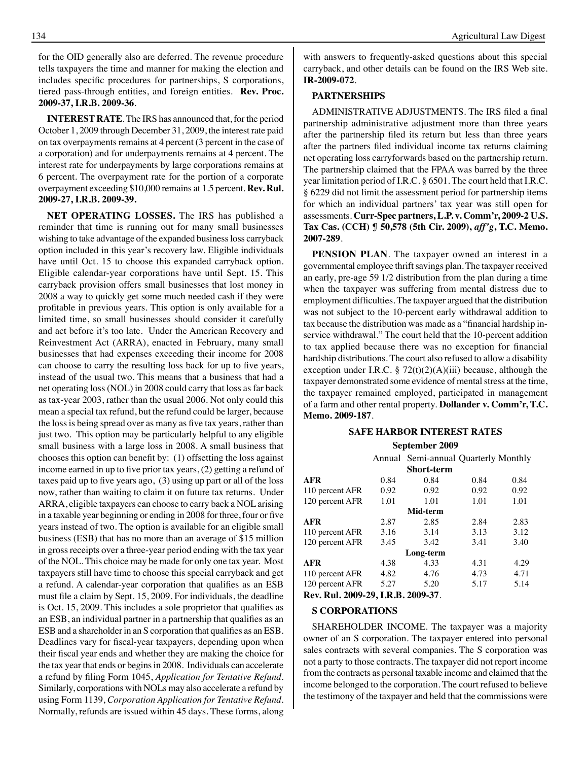for the OID generally also are deferred. The revenue procedure tells taxpayers the time and manner for making the election and includes specific procedures for partnerships, S corporations, tiered pass-through entities, and foreign entities. **Rev. Proc. 2009-37, I.R.B. 2009-36**.

**INTEREST RATE**. The IRS has announced that, for the period October 1, 2009 through December 31, 2009, the interest rate paid on tax overpayments remains at 4 percent (3 percent in the case of a corporation) and for underpayments remains at 4 percent. The interest rate for underpayments by large corporations remains at 6 percent. The overpayment rate for the portion of a corporate overpayment exceeding $10,000 remains at 1.5 percent. **Rev. Rul. 2009-27, I.R.B. 2009-39.**

**NET OPERATING LOSSES.** The IRS has published a reminder that time is running out for many small businesses wishing to take advantage of the expanded business loss carryback option included in this year's recovery law. Eligible individuals have until Oct. 15 to choose this expanded carryback option. Eligible calendar-year corporations have until Sept. 15. This carryback provision offers small businesses that lost money in 2008 a way to quickly get some much needed cash if they were profitable in previous years. This option is only available for a limited time, so small businesses should consider it carefully and act before it's too late. Under the American Recovery and Reinvestment Act (ARRA), enacted in February, many small businesses that had expenses exceeding their income for 2008 can choose to carry the resulting loss back for up to five years, instead of the usual two. This means that a business that had a net operating loss (NOL) in 2008 could carry that loss as far back as tax-year 2003, rather than the usual 2006. Not only could this mean a special tax refund, but the refund could be larger, because the loss is being spread over as many as five tax years, rather than just two. This option may be particularly helpful to any eligible small business with a large loss in 2008. A small business that chooses this option can benefit by: (1) offsetting the loss against income earned in up to five prior tax years, (2) getting a refund of taxes paid up to five years ago, (3) using up part or all of the loss now, rather than waiting to claim it on future tax returns. Under ARRA, eligible taxpayers can choose to carry back a NOL arising in a taxable year beginning or ending in 2008 for three, four or five years instead of two. The option is available for an eligible small business (ESB) that has no more than an average of $15 million in gross receipts over a three-year period ending with the tax year of the NOL. This choice may be made for only one tax year. Most taxpayers still have time to choose this special carryback and get a refund. A calendar-year corporation that qualifies as an ESB must file a claim by Sept. 15, 2009. For individuals, the deadline is Oct. 15, 2009. This includes a sole proprietor that qualifies as an ESB, an individual partner in a partnership that qualifies as an ESB and a shareholder in an S corporation that qualifies as an ESB. Deadlines vary for fiscal-year taxpayers, depending upon when their fiscal year ends and whether they are making the choice for the tax year that ends or begins in 2008. Individuals can accelerate a refund by filing Form 1045, *Application for Tentative Refund*. Similarly, corporations with NOLs may also accelerate a refund by using Form 1139, *Corporation Application for Tentative Refund*. Normally, refunds are issued within 45 days. These forms, along with answers to frequently-asked questions about this special carryback, and other details can be found on the IRS Web site. **IR-2009-072**.

### PARTNERSHIPS

ADMINISTRATIVE ADJUSTMENTS. The IRS filed a final partnership administrative adjustment more than three years after the partnership filed its return but less than three years after the partners filed individual income tax returns claiming net operating loss carryforwards based on the partnership return. The partnership claimed that the FPAA was barred by the three year limitation period of I.R.C. § 6501. The court held that I.R.C. § 6229 did not limit the assessment period for partnership items for which an individual partners' tax year was still open for assessments. **Curr-Spec partners, L.P. v. Comm'r, 2009-2 U.S. Tax Cas. (CCH) ¶ 50,578 (5th Cir. 2009), *aff'g*, T.C. Memo. 2007-289**.

**PENSION PLAN**. The taxpayer owned an interest in a governmental employee thrift savings plan. The taxpayer received an early, pre-age 59 1/2 distribution from the plan during a time when the taxpayer was suffering from mental distress due to employment difficulties. The taxpayer argued that the distribution was not subject to the 10-percent early withdrawal addition to tax because the distribution was made as a "financial hardship in-service withdrawal." The court held that the 10-percent addition to tax applied because there was no exception for financial hardship distributions. The court also refused to allow a disability exception under I.R.C. § 72(t)(2)(A)(iii) because, although the taxpayer demonstrated some evidence of mental stress at the time, the taxpayer remained employed, participated in management of a farm and other rental property. **Dollander v. Comm'r, T.C. Memo. 2009-187**.

### SAFE HARBOR INTEREST RATES

**September 2009**

| | Annual | Semi-annual | Quarterly | Monthly |
|---|---|---|---|---|
| | | **Short-term** | | |
| **AFR** | 0.84 | 0.84 | 0.84 | 0.84 |
| 110 percent AFR | 0.92 | 0.92 | 0.92 | 0.92 |
| 120 percent AFR | 1.01 | 1.01 | 1.01 | 1.01 |
| | | **Mid-term** | | |
| **AFR** | 2.87 | 2.85 | 2.84 | 2.83 |
| 110 percent AFR | 3.16 | 3.14 | 3.13 | 3.12 |
| 120 percent AFR | 3.45 | 3.42 | 3.41 | 3.40 |
| | | **Long-term** | | |
| **AFR** | 4.38 | 4.33 | 4.31 | 4.29 |
| 110 percent AFR | 4.82 | 4.76 | 4.73 | 4.71 |
| 120 percent AFR | 5.27 | 5.20 | 5.17 | 5.14 |

**Rev. Rul. 2009-29, I.R.B. 2009-37**.

### S CORPORATIONS

SHAREHOLDER INCOME. The taxpayer was a majority owner of an S corporation. The taxpayer entered into personal sales contracts with several companies. The S corporation was not a party to those contracts. The taxpayer did not report income from the contracts as personal taxable income and claimed that the income belonged to the corporation. The court refused to believe the testimony of the taxpayer and held that the commissions were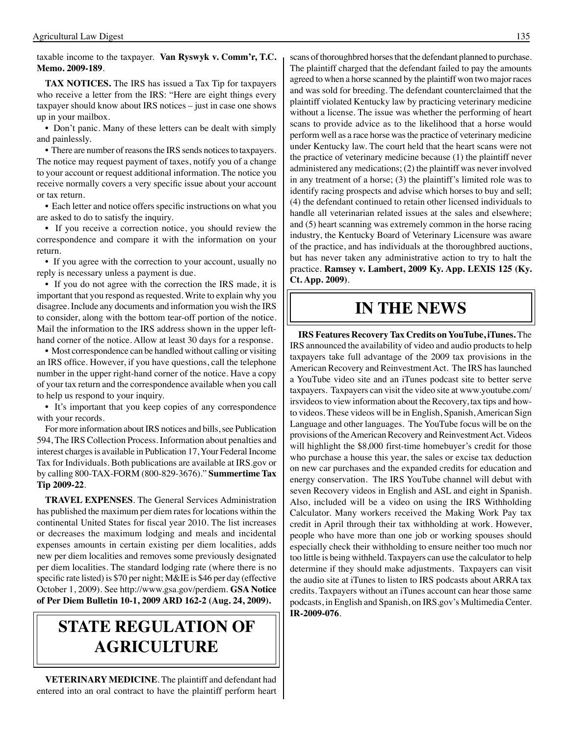taxable income to the taxpayer. **Van Ryswyk v. Comm'r, T.C. Memo. 2009-189**.

**TAX NOTICES.** The IRS has issued a Tax Tip for taxpayers who receive a letter from the IRS: "Here are eight things every taxpayer should know about IRS notices – just in case one shows up in your mailbox.

• Don't panic. Many of these letters can be dealt with simply and painlessly.

• There are number of reasons the IRS sends notices to taxpayers. The notice may request payment of taxes, notify you of a change to your account or request additional information. The notice you receive normally covers a very specific issue about your account or tax return.

• Each letter and notice offers specific instructions on what you are asked to do to satisfy the inquiry.

• If you receive a correction notice, you should review the correspondence and compare it with the information on your return.

• If you agree with the correction to your account, usually no reply is necessary unless a payment is due.

• If you do not agree with the correction the IRS made, it is important that you respond as requested. Write to explain why you disagree. Include any documents and information you wish the IRS to consider, along with the bottom tear-off portion of the notice. Mail the information to the IRS address shown in the upper left-hand corner of the notice. Allow at least 30 days for a response.

• Most correspondence can be handled without calling or visiting an IRS office. However, if you have questions, call the telephone number in the upper right-hand corner of the notice. Have a copy of your tax return and the correspondence available when you call to help us respond to your inquiry.

• It's important that you keep copies of any correspondence with your records.

For more information about IRS notices and bills, see Publication 594, The IRS Collection Process. Information about penalties and interest charges is available in Publication 17, Your Federal Income Tax for Individuals. Both publications are available at IRS.gov or by calling 800-TAX-FORM (800-829-3676)." **Summertime Tax Tip 2009-22**.

**TRAVEL EXPENSES**. The General Services Administration has published the maximum per diem rates for locations within the continental United States for fiscal year 2010. The list increases or decreases the maximum lodging and meals and incidental expenses amounts in certain existing per diem localities, adds new per diem localities and removes some previously designated per diem localities. The standard lodging rate (where there is no specific rate listed) is $70 per night; M&IE is $46 per day (effective October 1, 2009). See http://www.gsa.gov/perdiem. **GSA Notice of Per Diem Bulletin 10-1, 2009 ARD 162-2 (Aug. 24, 2009).**

## STATE REGULATION OF AGRICULTURE

**VETERINARY MEDICINE**. The plaintiff and defendant had entered into an oral contract to have the plaintiff perform heart scans of thoroughbred horses that the defendant planned to purchase. The plaintiff charged that the defendant failed to pay the amounts agreed to when a horse scanned by the plaintiff won two major races and was sold for breeding. The defendant counterclaimed that the plaintiff violated Kentucky law by practicing veterinary medicine without a license. The issue was whether the performing of heart scans to provide advice as to the likelihood that a horse would perform well as a race horse was the practice of veterinary medicine under Kentucky law. The court held that the heart scans were not the practice of veterinary medicine because (1) the plaintiff never administered any medications; (2) the plaintiff was never involved in any treatment of a horse; (3) the plaintiff's limited role was to identify racing prospects and advise which horses to buy and sell; (4) the defendant continued to retain other licensed individuals to handle all veterinarian related issues at the sales and elsewhere; and (5) heart scanning was extremely common in the horse racing industry, the Kentucky Board of Veterinary Licensure was aware of the practice, and has individuals at the thoroughbred auctions, but has never taken any administrative action to try to halt the practice. **Ramsey v. Lambert, 2009 Ky. App. LEXIS 125 (Ky. Ct. App. 2009)**.

## IN THE NEWS

**IRS Features Recovery Tax Credits on YouTube, iTunes.** The IRS announced the availability of video and audio products to help taxpayers take full advantage of the 2009 tax provisions in the American Recovery and Reinvestment Act. The IRS has launched a YouTube video site and an iTunes podcast site to better serve taxpayers. Taxpayers can visit the video site at www.youtube.com/irsvideos to view information about the Recovery, tax tips and how-to videos. These videos will be in English, Spanish, American Sign Language and other languages. The YouTube focus will be on the provisions of the American Recovery and Reinvestment Act. Videos will highlight the $8,000 first-time homebuyer's credit for those who purchase a house this year, the sales or excise tax deduction on new car purchases and the expanded credits for education and energy conservation. The IRS YouTube channel will debut with seven Recovery videos in English and ASL and eight in Spanish. Also, included will be a video on using the IRS Withholding Calculator. Many workers received the Making Work Pay tax credit in April through their tax withholding at work. However, people who have more than one job or working spouses should especially check their withholding to ensure neither too much nor too little is being withheld. Taxpayers can use the calculator to help determine if they should make adjustments. Taxpayers can visit the audio site at iTunes to listen to IRS podcasts about ARRA tax credits. Taxpayers without an iTunes account can hear those same podcasts, in English and Spanish, on IRS.gov's Multimedia Center. **IR-2009-076**.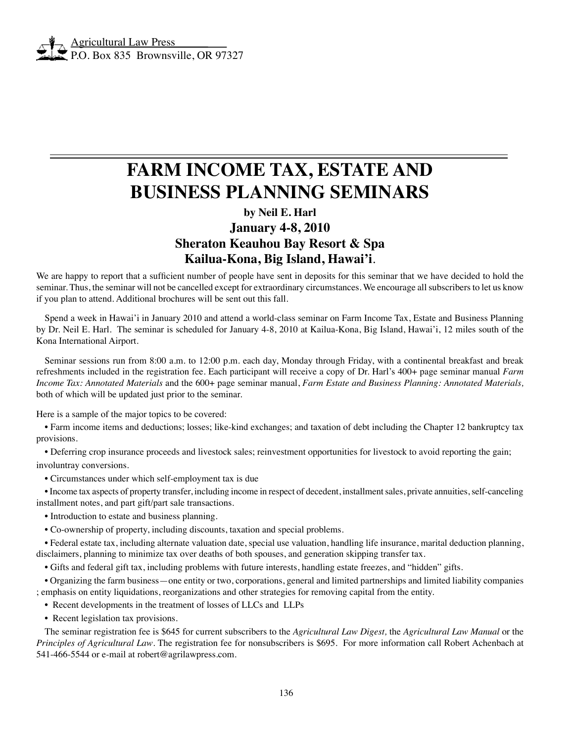Agricultural Law Press
P.O. Box 835 Brownsville, OR 97327

# FARM INCOME TAX, ESTATE AND BUSINESS PLANNING SEMINARS

**by Neil E. Harl**

**January 4-8, 2010**

**Sheraton Keauhou Bay Resort & Spa**

**Kailua-Kona, Big Island, Hawai'i.**

We are happy to report that a sufficient number of people have sent in deposits for this seminar that we have decided to hold the seminar. Thus, the seminar will not be cancelled except for extraordinary circumstances. We encourage all subscribers to let us know if you plan to attend. Additional brochures will be sent out this fall.

Spend a week in Hawai'i in January 2010 and attend a world-class seminar on Farm Income Tax, Estate and Business Planning by Dr. Neil E. Harl. The seminar is scheduled for January 4-8, 2010 at Kailua-Kona, Big Island, Hawai'i, 12 miles south of the Kona International Airport.

Seminar sessions run from 8:00 a.m. to 12:00 p.m. each day, Monday through Friday, with a continental breakfast and break refreshments included in the registration fee. Each participant will receive a copy of Dr. Harl's 400+ page seminar manual *Farm Income Tax: Annotated Materials* and the 600+ page seminar manual, *Farm Estate and Business Planning: Annotated Materials,* both of which will be updated just prior to the seminar.

Here is a sample of the major topics to be covered:

- Farm income items and deductions; losses; like-kind exchanges; and taxation of debt including the Chapter 12 bankruptcy tax provisions.
- Deferring crop insurance proceeds and livestock sales; reinvestment opportunities for livestock to avoid reporting the gain; involuntray conversions.
- Circumstances under which self-employment tax is due
- Income tax aspects of property transfer, including income in respect of decedent, installment sales, private annuities, self-canceling installment notes, and part gift/part sale transactions.
- Introduction to estate and business planning.
- Co-ownership of property, including discounts, taxation and special problems.
- Federal estate tax, including alternate valuation date, special use valuation, handling life insurance, marital deduction planning, disclaimers, planning to minimize tax over deaths of both spouses, and generation skipping transfer tax.
- Gifts and federal gift tax, including problems with future interests, handling estate freezes, and "hidden" gifts.
- Organizing the farm business—one entity or two, corporations, general and limited partnerships and limited liability companies ; emphasis on entity liquidations, reorganizations and other strategies for removing capital from the entity.
- Recent developments in the treatment of losses of LLCs and LLPs
- Recent legislation tax provisions.

The seminar registration fee is $645 for current subscribers to the *Agricultural Law Digest,* the *Agricultural Law Manual* or the *Principles of Agricultural Law*. The registration fee for nonsubscribers is $695. For more information call Robert Achenbach at 541-466-5544 or e-mail at robert@agrilawpress.com.